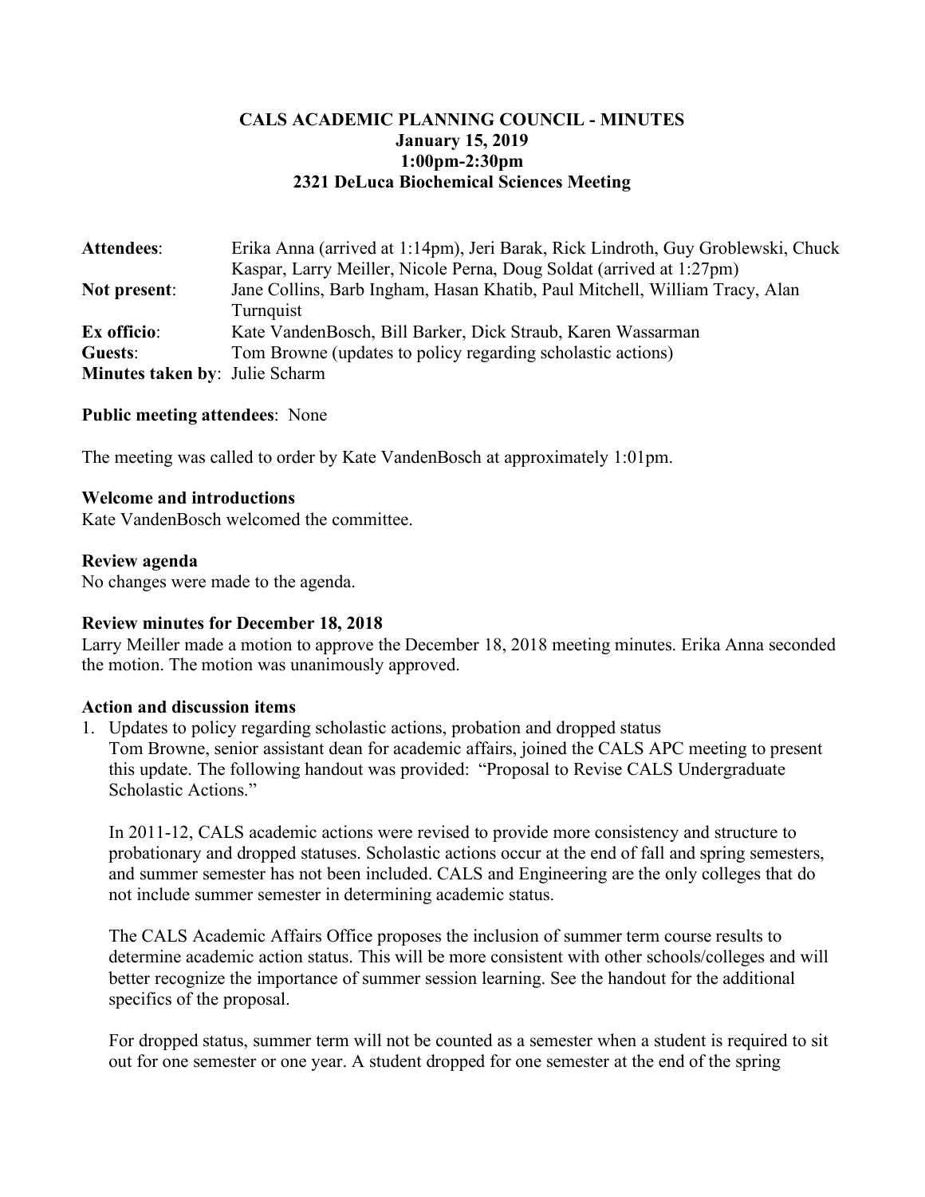# CALS ACADEMIC PLANNING COUNCIL - MINUTES
**January 15, 2019**
**1:00pm-2:30pm**
**2321 DeLuca Biochemical Sciences Meeting**

**Attendees**: Erika Anna (arrived at 1:14pm), Jeri Barak, Rick Lindroth, Guy Groblewski, Chuck Kaspar, Larry Meiller, Nicole Perna, Doug Soldat (arrived at 1:27pm)
**Not present**: Jane Collins, Barb Ingham, Hasan Khatib, Paul Mitchell, William Tracy, Alan Turnquist
**Ex officio**: Kate VandenBosch, Bill Barker, Dick Straub, Karen Wassarman
**Guests**: Tom Browne (updates to policy regarding scholastic actions)
**Minutes taken by**: Julie Scharm

**Public meeting attendees**: None

The meeting was called to order by Kate VandenBosch at approximately 1:01pm.

**Welcome and introductions**
Kate VandenBosch welcomed the committee.

**Review agenda**
No changes were made to the agenda.

**Review minutes for December 18, 2018**
Larry Meiller made a motion to approve the December 18, 2018 meeting minutes. Erika Anna seconded the motion. The motion was unanimously approved.

**Action and discussion items**

1. Updates to policy regarding scholastic actions, probation and dropped status
   Tom Browne, senior assistant dean for academic affairs, joined the CALS APC meeting to present this update. The following handout was provided: "Proposal to Revise CALS Undergraduate Scholastic Actions."

   In 2011-12, CALS academic actions were revised to provide more consistency and structure to probationary and dropped statuses. Scholastic actions occur at the end of fall and spring semesters, and summer semester has not been included. CALS and Engineering are the only colleges that do not include summer semester in determining academic status.

   The CALS Academic Affairs Office proposes the inclusion of summer term course results to determine academic action status. This will be more consistent with other schools/colleges and will better recognize the importance of summer session learning. See the handout for the additional specifics of the proposal.

   For dropped status, summer term will not be counted as a semester when a student is required to sit out for one semester or one year. A student dropped for one semester at the end of the spring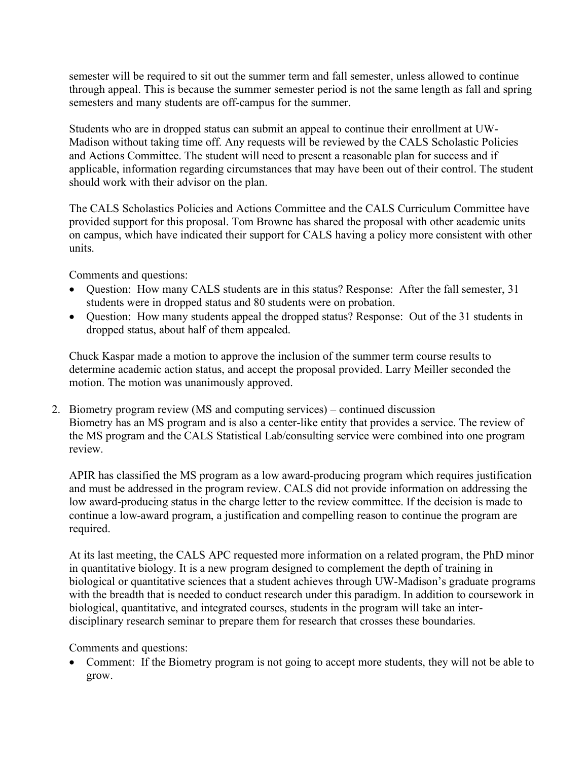semester will be required to sit out the summer term and fall semester, unless allowed to continue through appeal. This is because the summer semester period is not the same length as fall and spring semesters and many students are off-campus for the summer.

Students who are in dropped status can submit an appeal to continue their enrollment at UW-Madison without taking time off. Any requests will be reviewed by the CALS Scholastic Policies and Actions Committee. The student will need to present a reasonable plan for success and if applicable, information regarding circumstances that may have been out of their control. The student should work with their advisor on the plan.

The CALS Scholastics Policies and Actions Committee and the CALS Curriculum Committee have provided support for this proposal. Tom Browne has shared the proposal with other academic units on campus, which have indicated their support for CALS having a policy more consistent with other units.

Comments and questions:

- Question: How many CALS students are in this status? Response: After the fall semester, 31 students were in dropped status and 80 students were on probation.
- Question: How many students appeal the dropped status? Response: Out of the 31 students in dropped status, about half of them appealed.

Chuck Kaspar made a motion to approve the inclusion of the summer term course results to determine academic action status, and accept the proposal provided. Larry Meiller seconded the motion. The motion was unanimously approved.

2. Biometry program review (MS and computing services) – continued discussion
   Biometry has an MS program and is also a center-like entity that provides a service. The review of the MS program and the CALS Statistical Lab/consulting service were combined into one program review.

   APIR has classified the MS program as a low award-producing program which requires justification and must be addressed in the program review. CALS did not provide information on addressing the low award-producing status in the charge letter to the review committee. If the decision is made to continue a low-award program, a justification and compelling reason to continue the program are required.

   At its last meeting, the CALS APC requested more information on a related program, the PhD minor in quantitative biology. It is a new program designed to complement the depth of training in biological or quantitative sciences that a student achieves through UW-Madison's graduate programs with the breadth that is needed to conduct research under this paradigm. In addition to coursework in biological, quantitative, and integrated courses, students in the program will take an inter-disciplinary research seminar to prepare them for research that crosses these boundaries.

   Comments and questions:

   - Comment: If the Biometry program is not going to accept more students, they will not be able to grow.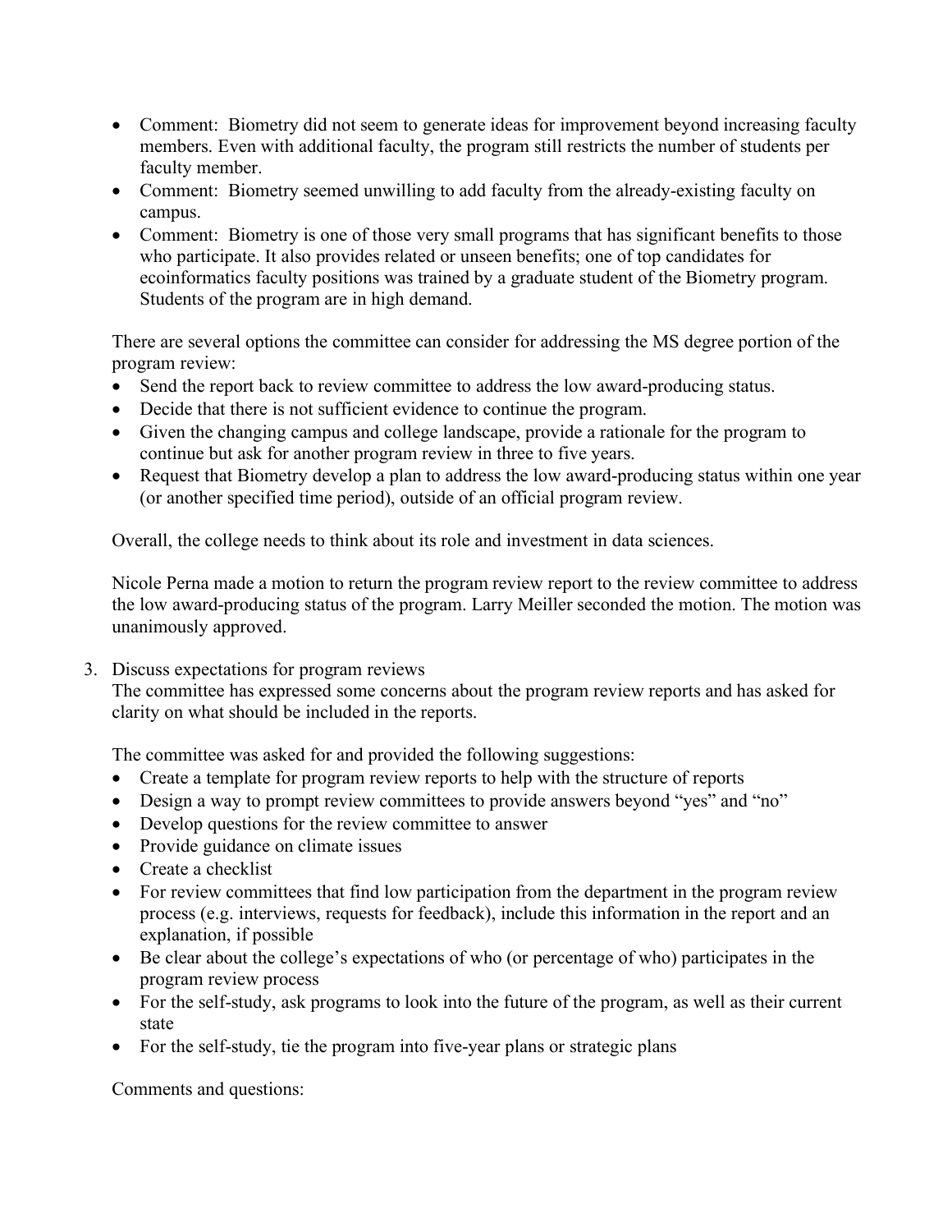- Comment: Biometry did not seem to generate ideas for improvement beyond increasing faculty members. Even with additional faculty, the program still restricts the number of students per faculty member.
- Comment: Biometry seemed unwilling to add faculty from the already-existing faculty on campus.
- Comment: Biometry is one of those very small programs that has significant benefits to those who participate. It also provides related or unseen benefits; one of top candidates for ecoinformatics faculty positions was trained by a graduate student of the Biometry program. Students of the program are in high demand.

There are several options the committee can consider for addressing the MS degree portion of the program review:

- Send the report back to review committee to address the low award-producing status.
- Decide that there is not sufficient evidence to continue the program.
- Given the changing campus and college landscape, provide a rationale for the program to continue but ask for another program review in three to five years.
- Request that Biometry develop a plan to address the low award-producing status within one year (or another specified time period), outside of an official program review.

Overall, the college needs to think about its role and investment in data sciences.

Nicole Perna made a motion to return the program review report to the review committee to address the low award-producing status of the program. Larry Meiller seconded the motion. The motion was unanimously approved.

3. Discuss expectations for program reviews

   The committee has expressed some concerns about the program review reports and has asked for clarity on what should be included in the reports.

   The committee was asked for and provided the following suggestions:

   - Create a template for program review reports to help with the structure of reports
   - Design a way to prompt review committees to provide answers beyond "yes" and "no"
   - Develop questions for the review committee to answer
   - Provide guidance on climate issues
   - Create a checklist
   - For review committees that find low participation from the department in the program review process (e.g. interviews, requests for feedback), include this information in the report and an explanation, if possible
   - Be clear about the college's expectations of who (or percentage of who) participates in the program review process
   - For the self-study, ask programs to look into the future of the program, as well as their current state
   - For the self-study, tie the program into five-year plans or strategic plans

   Comments and questions: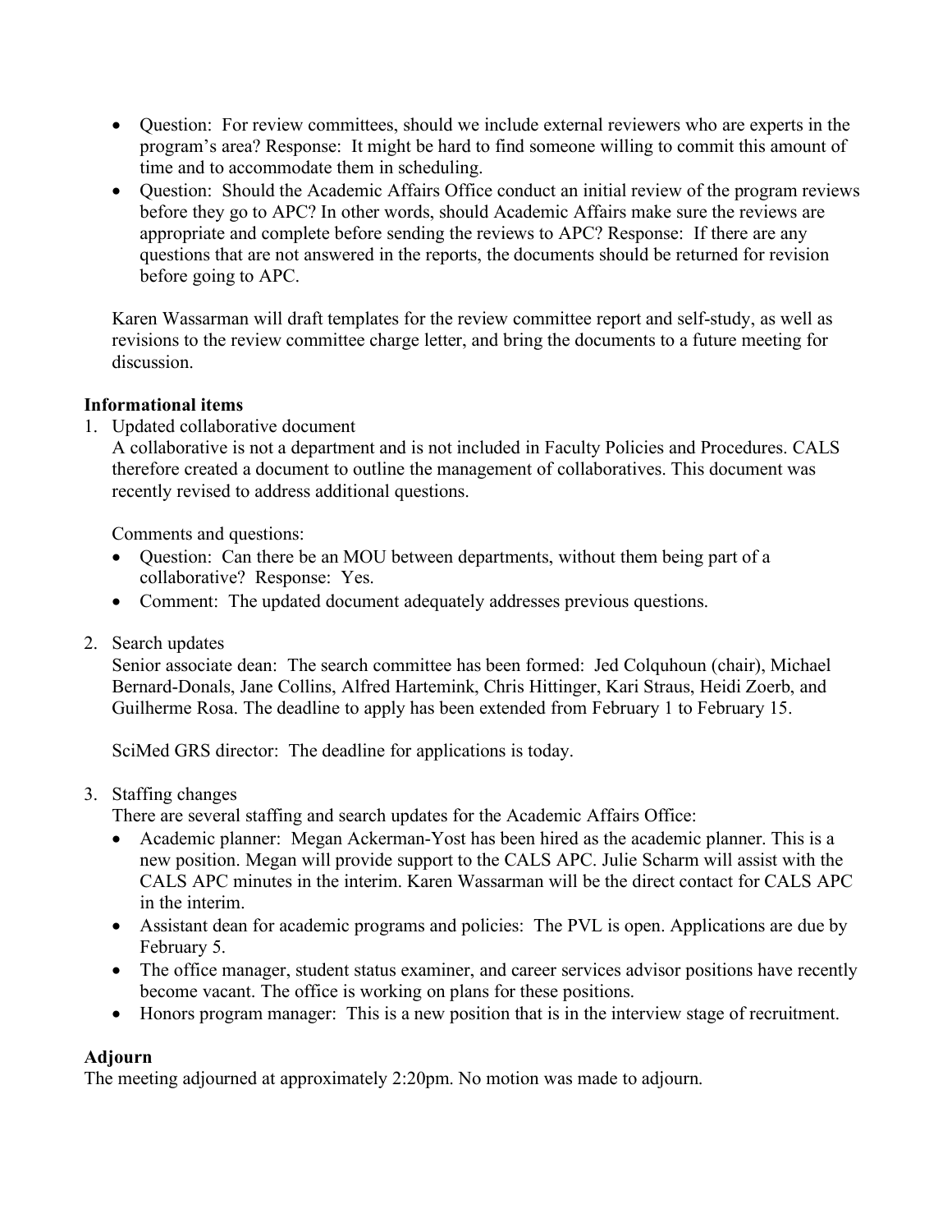- Question: For review committees, should we include external reviewers who are experts in the program's area? Response: It might be hard to find someone willing to commit this amount of time and to accommodate them in scheduling.
- Question: Should the Academic Affairs Office conduct an initial review of the program reviews before they go to APC? In other words, should Academic Affairs make sure the reviews are appropriate and complete before sending the reviews to APC? Response: If there are any questions that are not answered in the reports, the documents should be returned for revision before going to APC.

Karen Wassarman will draft templates for the review committee report and self-study, as well as revisions to the review committee charge letter, and bring the documents to a future meeting for discussion.

**Informational items**

1. Updated collaborative document

   A collaborative is not a department and is not included in Faculty Policies and Procedures. CALS therefore created a document to outline the management of collaboratives. This document was recently revised to address additional questions.

   Comments and questions:

   - Question: Can there be an MOU between departments, without them being part of a collaborative? Response: Yes.
   - Comment: The updated document adequately addresses previous questions.

2. Search updates

   Senior associate dean: The search committee has been formed: Jed Colquhoun (chair), Michael Bernard-Donals, Jane Collins, Alfred Hartemink, Chris Hittinger, Kari Straus, Heidi Zoerb, and Guilherme Rosa. The deadline to apply has been extended from February 1 to February 15.

   SciMed GRS director: The deadline for applications is today.

3. Staffing changes

   There are several staffing and search updates for the Academic Affairs Office:

   - Academic planner: Megan Ackerman-Yost has been hired as the academic planner. This is a new position. Megan will provide support to the CALS APC. Julie Scharm will assist with the CALS APC minutes in the interim. Karen Wassarman will be the direct contact for CALS APC in the interim.
   - Assistant dean for academic programs and policies: The PVL is open. Applications are due by February 5.
   - The office manager, student status examiner, and career services advisor positions have recently become vacant. The office is working on plans for these positions.
   - Honors program manager: This is a new position that is in the interview stage of recruitment.

**Adjourn**

The meeting adjourned at approximately 2:20pm. No motion was made to adjourn.